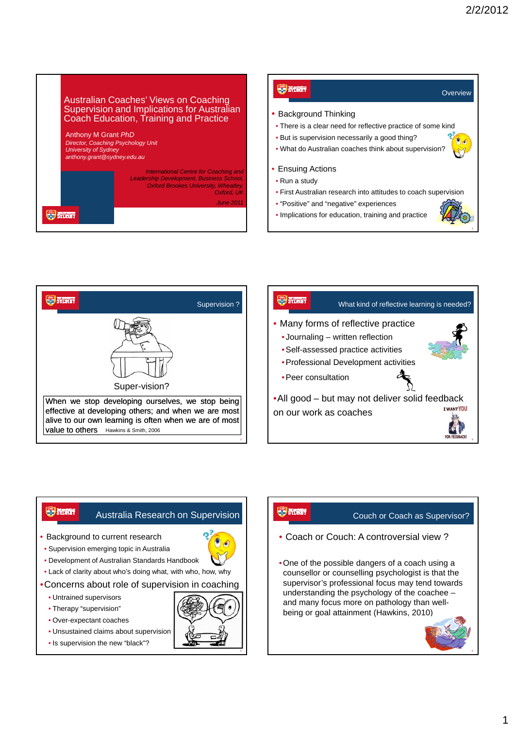# Australian Coaches' Views on Coaching Supervision and Implications for Australian Coach Education, Training and Practice

Anthony M Grant *PhD*

*Director, Coaching Psychology Unit*
*University of Sydney*
*anthony.grant@sydney.edu.au*

*International Centre for Coaching and Leadership Development, Business School, Oxford Brookes University, Wheatley, Oxford, UK*

*June 2011*

## Overview

- Background Thinking
  - There is a clear need for reflective practice of some kind
  - But is supervision necessarily a good thing?
  - What do Australian coaches think about supervision?
- Ensuing Actions
  - Run a study
  - First Australian research into attitudes to coach supervision
  - "Positive" and "negative" experiences
  - Implications for education, training and practice

## Supervision ?

Super-vision?

When we stop developing ourselves, we stop being effective at developing others; and when we are most alive to our own learning is often when we are of most value to others Hawkins & Smith, 2006

## What kind of reflective learning is needed?

- Many forms of reflective practice
  - Journaling – written reflection
  - Self-assessed practice activities
  - Professional Development activities
  - Peer consultation
- All good – but may not deliver solid feedback on our work as coaches

## Australia Research on Supervision

- Background to current research
  - Supervision emerging topic in Australia
  - Development of Australian Standards Handbook
  - Lack of clarity about who's doing what, with who, how, why
- Concerns about role of supervision in coaching
  - Untrained supervisors
  - Therapy "supervision"
  - Over-expectant coaches
  - Unsustained claims about supervision
  - Is supervision the new "black"?

## Couch or Coach as Supervisor?

- Coach or Couch: A controversial view ?
- One of the possible dangers of a coach using a counsellor or counselling psychologist is that the supervisor's professional focus may tend towards understanding the psychology of the coachee – and many focus more on pathology than well-being or goal attainment (Hawkins, 2010)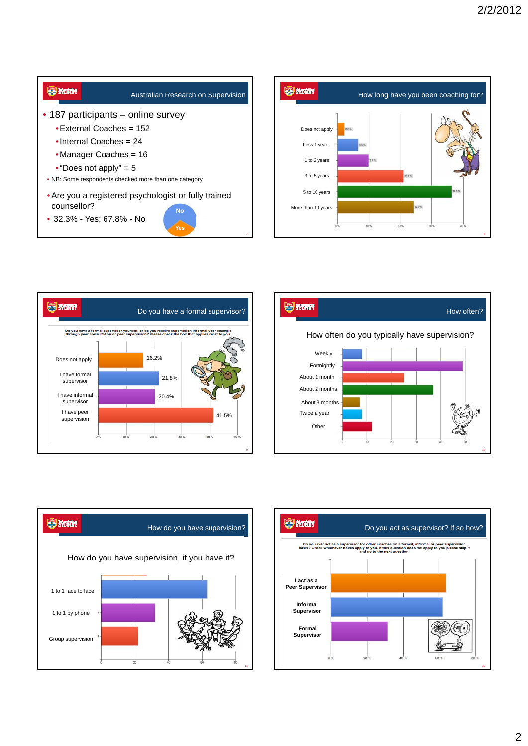## Australian Research on Supervision

- 187 participants – online survey
  - External Coaches = 152
  - Internal Coaches = 24
  - Manager Coaches = 16
  - "Does not apply" = 5
- NB: Some respondents checked more than one category
- Are you a registered psychologist or fully trained counsellor?
- 32.3% - Yes; 67.8% - No

No

Yes

## How long have you been coaching for?

| Response | Percent |
|---|---|
| Does not apply | 2.2% |
| Less 1 year | 6.6% |
| 1 to 2 years | 9.9% |
| 3 to 5 years | 20.9% |
| 5 to 10 years | 36.3% |
| More than 10 years | 24.2% |

## Do you have a formal supervisor?

Do you have a formal supervisor yourself, or do you receive supervision informally for example through peer consultation or peer supervision? Please check the box that applies most to you.

| Response | Percent |
|---|---|
| Does not apply | 16.2% |
| I have formal supervisor | 21.8% |
| I have informal supervisor | 20.4% |
| I have peer supervision | 41.5% |

## How often?

How often do you typically have supervision?

- Weekly
- Fortnightly
- About 1 month
- About 2 months
- About 3 months
- Twice a year
- Other

## How do you have supervision?

How do you have supervision, if you have it?

- 1 to 1 face to face
- 1 to 1 by phone
- Group supervision

## Do you act as supervisor? If so how?

Do you ever act as a supervisor for other coaches on a formal, informal or peer supervision basis? Check whichever boxes apply to you. If this question does not apply to you please skip it and go to the next question.

- I act as a Peer Supervisor
- Informal Supervisor
- Formal Supervisor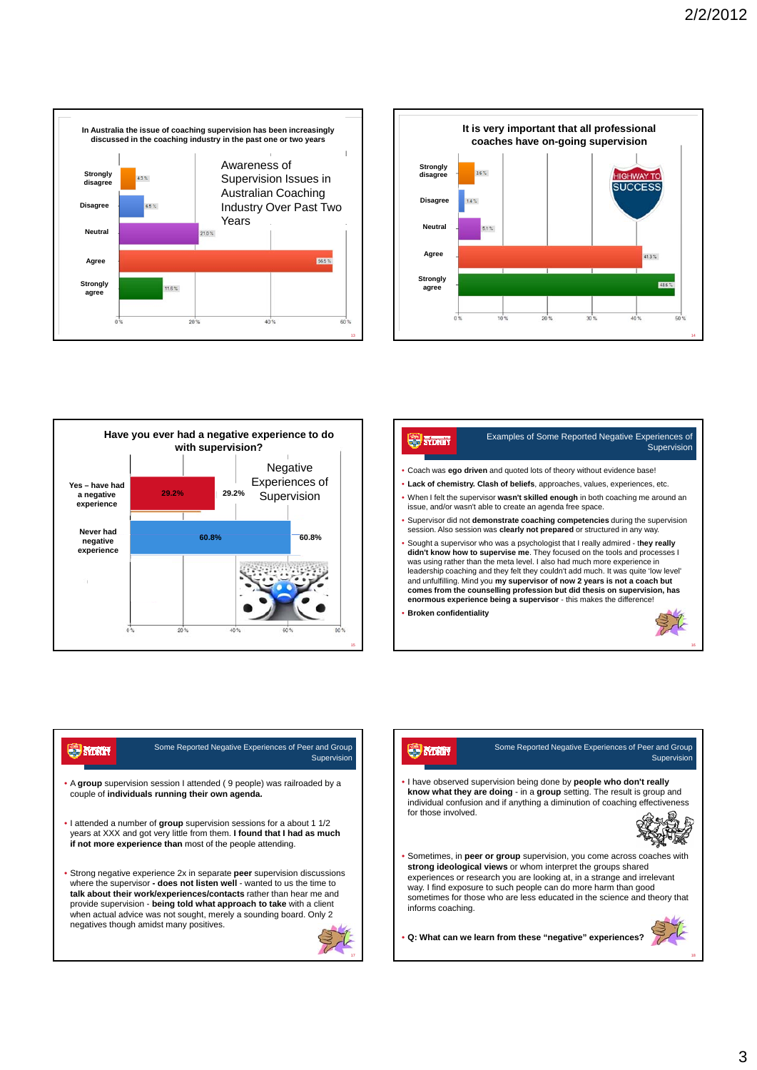## In Australia the issue of coaching supervision has been increasingly discussed in the coaching industry in the past one or two years

Awareness of Supervision Issues in Australian Coaching Industry Over Past Two Years

| Response | % |
|---|---|
| Strongly disagree | 4.3 % |
| Disagree | 6.5 % |
| Neutral | 21.0 % |
| Agree | 56.5 % |
| Strongly agree | 11.6 % |

## It is very important that all professional coaches have on-going supervision

| Response | % |
|---|---|
| Strongly disagree | 3.6 % |
| Disagree | 1.4 % |
| Neutral | 5.1 % |
| Agree | 41.3 % |
| Strongly agree | 48.6 % |

HIGHWAY TO SUCCESS

## Have you ever had a negative experience to do with supervision?

Negative Experiences of Supervision

| Response | % |
|---|---|
| Yes – have had a negative experience | 29.2% |
| Never had negative experience | 60.8% |

## Examples of Some Reported Negative Experiences of Supervision

- Coach was **ego driven** and quoted lots of theory without evidence base!
- **Lack of chemistry. Clash of beliefs**, approaches, values, experiences, etc.
- When I felt the supervisor **wasn't skilled enough** in both coaching me around an issue, and/or wasn't able to create an agenda free space.
- Supervisor did not **demonstrate coaching competencies** during the supervision session. Also session was **clearly not prepared** or structured in any way.
- Sought a supervisor who was a psychologist that I really admired - **they really didn't know how to supervise me**. They focused on the tools and processes I was using rather than the meta level. I also had much more experience in leadership coaching and they felt they couldn't add much. It was quite 'low level' and unfulfilling. Mind you **my supervisor of now 2 years is not a coach but comes from the counselling profession but did thesis on supervision, has enormous experience being a supervisor** - this makes the difference!
- **Broken confidentiality**

## Some Reported Negative Experiences of Peer and Group Supervision

- A **group** supervision session I attended ( 9 people) was railroaded by a couple of **individuals running their own agenda.**
- I attended a number of **group** supervision sessions for a about 1 1/2 years at XXX and got very little from them. **I found that I had as much if not more experience than** most of the people attending.
- Strong negative experience 2x in separate **peer** supervision discussions where the supervisor **- does not listen well** - wanted to us the time to **talk about their work/experiences/contacts** rather than hear me and provide supervision - **being told what approach to take** with a client when actual advice was not sought, merely a sounding board. Only 2 negatives though amidst many positives.

## Some Reported Negative Experiences of Peer and Group Supervision

- I have observed supervision being done by **people who don't really know what they are doing** - in a **group** setting. The result is group and individual confusion and if anything a diminution of coaching effectiveness for those involved.
- Sometimes, in **peer or group** supervision, you come across coaches with **strong ideological views** or whom interpret the groups shared experiences or research you are looking at, in a strange and irrelevant way. I find exposure to such people can do more harm than good sometimes for those who are less educated in the science and theory that informs coaching.
- **Q: What can we learn from these "negative" experiences?**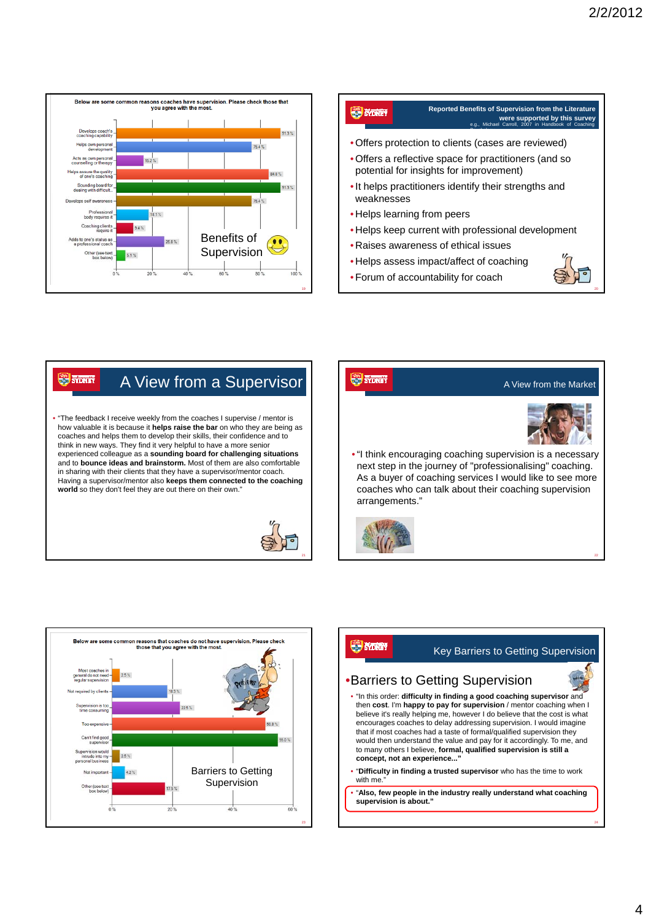## Benefits of Supervision

Below are some common reasons coaches have supervision. Please check those that you agree with the most.

| Reason | % |
|---|---|
| Develops coach's coaching capability | 91.3 % |
| Helps own personal development | 75.4 % |
| Acts as own personal counselling or therapy | 15.2 % |
| Helps assure the quality of one's coaching | 84.8 % |
| Sounding board for dealing with difficult... | 91.3 % |
| Develops self awareness | 75.4 % |
| Professional body requires it | 18.1 % |
| Coaching clients require it | 9.4 % |
| Adds to one's status as a professional coach | 26.8 % |
| Other (see text box below) | 5.1 % |

## Reported Benefits of Supervision from the Literature were supported by this survey

e.g., Michael Carroll, 2007 in Handbook of Coaching

- Offers protection to clients (cases are reviewed)
- Offers a reflective space for practitioners (and so potential for insights for improvement)
- It helps practitioners identify their strengths and weaknesses
- Helps learning from peers
- Helps keep current with professional development
- Raises awareness of ethical issues
- Helps assess impact/affect of coaching
- Forum of accountability for coach

## A View from a Supervisor

- "The feedback I receive weekly from the coaches I supervise / mentor is how valuable it is because it **helps raise the bar** on who they are being as coaches and helps them to develop their skills, their confidence and to think in new ways. They find it very helpful to have a more senior experienced colleague as a **sounding board for challenging situations** and to **bounce ideas and brainstorm.** Most of them are also comfortable in sharing with their clients that they have a supervisor/mentor coach. Having a supervisor/mentor also **keeps them connected to the coaching world** so they don't feel they are out there on their own."

## A View from the Market

- "I think encouraging coaching supervision is a necessary next step in the journey of "professionalising" coaching. As a buyer of coaching services I would like to see more coaches who can talk about their coaching supervision arrangements."

## Barriers to Getting Supervision

Below are some common reasons that coaches do not have supervision. Please check those that you agree with the most.

| Reason | % |
|---|---|
| Most coaches in general do not need regular supervision | 2.5 % |
| Not required by clients | 18.3 % |
| Supervision is too time consuming | 22.5 % |
| Too expensive | 50.8 % |
| Can't find good supervisor | 55.0 % |
| Supervision would intrude into my personal business | 2.5 % |
| Not important | 4.2 % |
| Other (see text box below) | 17.5 % |

## Key Barriers to Getting Supervision

### Barriers to Getting Supervision

- "In this order: **difficulty in finding a good coaching supervisor** and then **cost**. I'm **happy to pay for supervision** / mentor coaching when I believe it's really helping me, however I do believe that the cost is what encourages coaches to delay addressing supervision. I would imagine that if most coaches had a taste of formal/qualified supervision they would then understand the value and pay for it accordingly. To me, and to many others I believe, **formal, qualified supervision is still a concept, not an experience...**"
- "**Difficulty in finding a trusted supervisor** who has the time to work with me."
- "**Also, few people in the industry really understand what coaching supervision is about.**"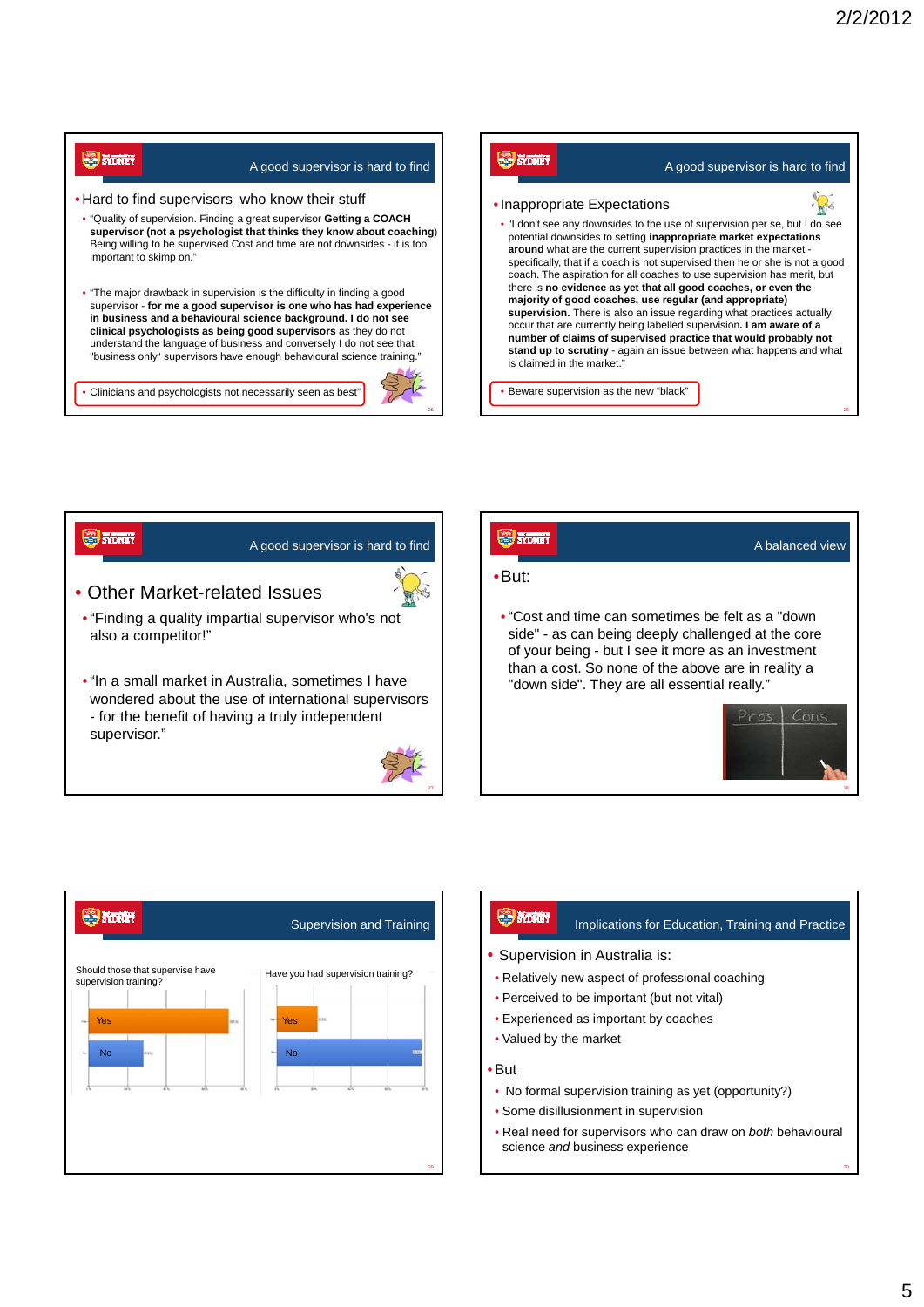## A good supervisor is hard to find

- Hard to find supervisors who know their stuff
  - "Quality of supervision. Finding a great supervisor **Getting a COACH supervisor (not a psychologist that thinks they know about coaching**) Being willing to be supervised Cost and time are not downsides - it is too important to skimp on."
  - "The major drawback in supervision is the difficulty in finding a good supervisor - **for me a good supervisor is one who has had experience in business and a behavioural science background. I do not see clinical psychologists as being good supervisors** as they do not understand the language of business and conversely I do not see that "business only" supervisors have enough behavioural science training."
  - Clinicians and psychologists not necessarily seen as best"

## A good supervisor is hard to find

- Inappropriate Expectations
  - "I don't see any downsides to the use of supervision per se, but I do see potential downsides to setting **inappropriate market expectations around** what are the current supervision practices in the market - specifically, that if a coach is not supervised then he or she is not a good coach. The aspiration for all coaches to use supervision has merit, but there is **no evidence as yet that all good coaches, or even the majority of good coaches, use regular (and appropriate) supervision.** There is also an issue regarding what practices actually occur that are currently being labelled supervision**. I am aware of a number of claims of supervised practice that would probably not stand up to scrutiny** - again an issue between what happens and what is claimed in the market."
  - Beware supervision as the new "black"

## A good supervisor is hard to find

- Other Market-related Issues
  - "Finding a quality impartial supervisor who's not also a competitor!"
  - "In a small market in Australia, sometimes I have wondered about the use of international supervisors - for the benefit of having a truly independent supervisor."

## A balanced view

- But:
  - "Cost and time can sometimes be felt as a "down side" - as can being deeply challenged at the core of your being - but I see it more as an investment than a cost. So none of the above are in reality a "down side". They are all essential really."

## Supervision and Training

Should those that supervise have supervision training?

- Yes
- No

Have you had supervision training?

- Yes
- No

## Implications for Education, Training and Practice

- Supervision in Australia is:
  - Relatively new aspect of professional coaching
  - Perceived to be important (but not vital)
  - Experienced as important by coaches
  - Valued by the market
- But
  - No formal supervision training as yet (opportunity?)
  - Some disillusionment in supervision
  - Real need for supervisors who can draw on *both* behavioural science *and* business experience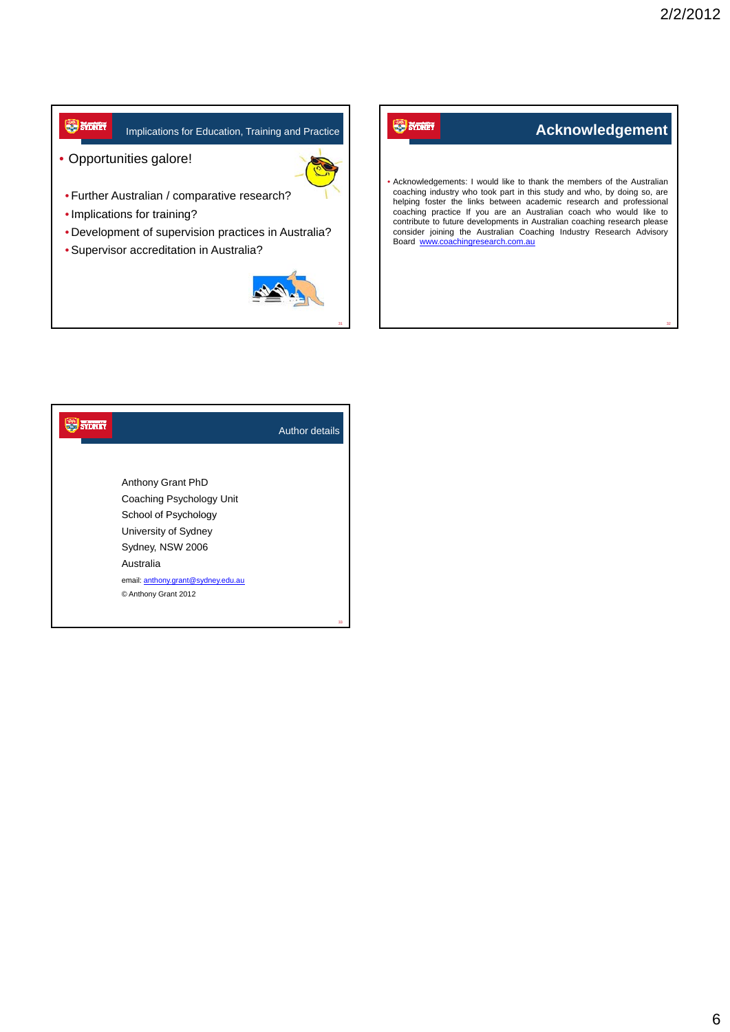## Implications for Education, Training and Practice

- Opportunities galore!
  - Further Australian / comparative research?
  - Implications for training?
  - Development of supervision practices in Australia?
  - Supervisor accreditation in Australia?

## Acknowledgement

- Acknowledgements: I would like to thank the members of the Australian coaching industry who took part in this study and who, by doing so, are helping foster the links between academic research and professional coaching practice If you are an Australian coach who would like to contribute to future developments in Australian coaching research please consider joining the Australian Coaching Industry Research Advisory Board www.coachingresearch.com.au

## Author details

Anthony Grant PhD
Coaching Psychology Unit
School of Psychology
University of Sydney
Sydney, NSW 2006
Australia

email: anthony.grant@sydney.edu.au

© Anthony Grant 2012